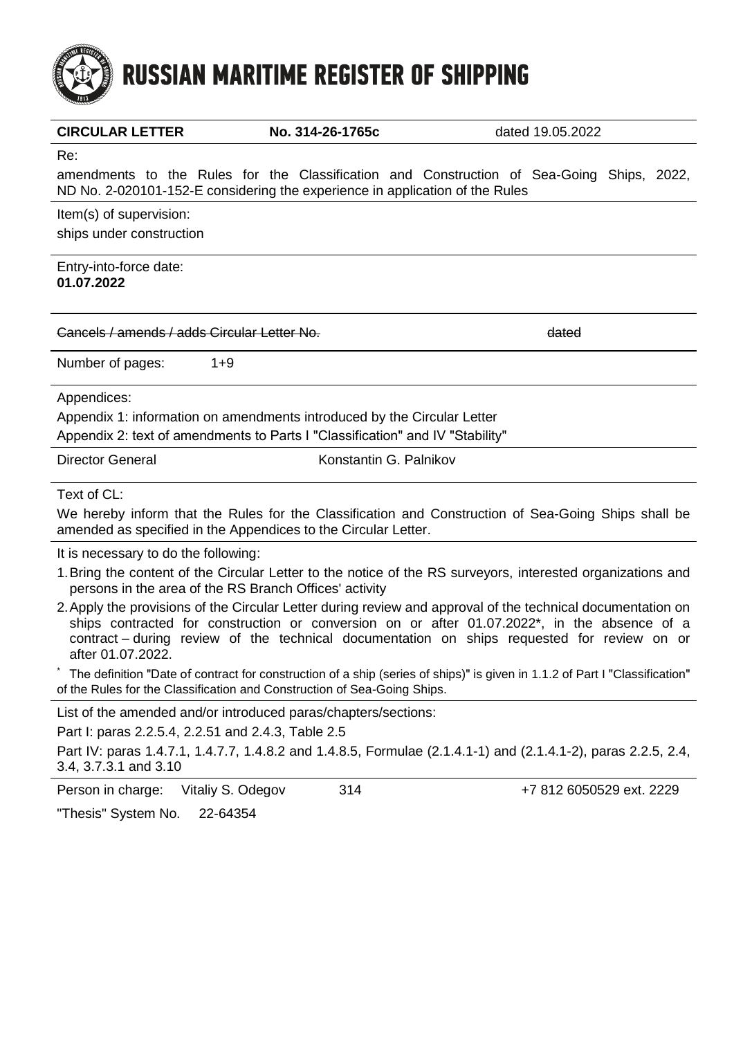# RUSSIAN MARITIME REGISTER OF SHIPPING

**CIRCULAR LETTER** **No. 314-26-1765c** dated 19.05.2022

Re:

amendments to the Rules for the Classification and Construction of Sea-Going Ships, 2022, ND No. 2-020101-152-E considering the experience in application of the Rules

Item(s) of supervision:

ships under construction

Entry-into-force date:

**01.07.2022**

~~Cancels / amends / adds Circular Letter No.~~ ~~dated~~

Number of pages: 1+9

Appendices:

Appendix 1: information on amendments introduced by the Circular Letter

Appendix 2: text of amendments to Parts I "Classification" and IV "Stability"

Director General Konstantin G. Palnikov

Text of CL:

We hereby inform that the Rules for the Classification and Construction of Sea-Going Ships shall be amended as specified in the Appendices to the Circular Letter.

It is necessary to do the following:

1. Bring the content of the Circular Letter to the notice of the RS surveyors, interested organizations and persons in the area of the RS Branch Offices' activity
2. Apply the provisions of the Circular Letter during review and approval of the technical documentation on ships contracted for construction or conversion on or after 01.07.2022*, in the absence of a contract – during review of the technical documentation on ships requested for review on or after 01.07.2022.

* The definition "Date of contract for construction of a ship (series of ships)" is given in 1.1.2 of Part I "Classification" of the Rules for the Classification and Construction of Sea-Going Ships.

List of the amended and/or introduced paras/chapters/sections:

Part I: paras 2.2.5.4, 2.2.51 and 2.4.3, Table 2.5

Part IV: paras 1.4.7.1, 1.4.7.7, 1.4.8.2 and 1.4.8.5, Formulae (2.1.4.1-1) and (2.1.4.1-2), paras 2.2.5, 2.4, 3.4, 3.7.3.1 and 3.10

Person in charge: Vitaliy S. Odegov 314 +7 812 6050529 ext. 2229

"Thesis" System No. 22-64354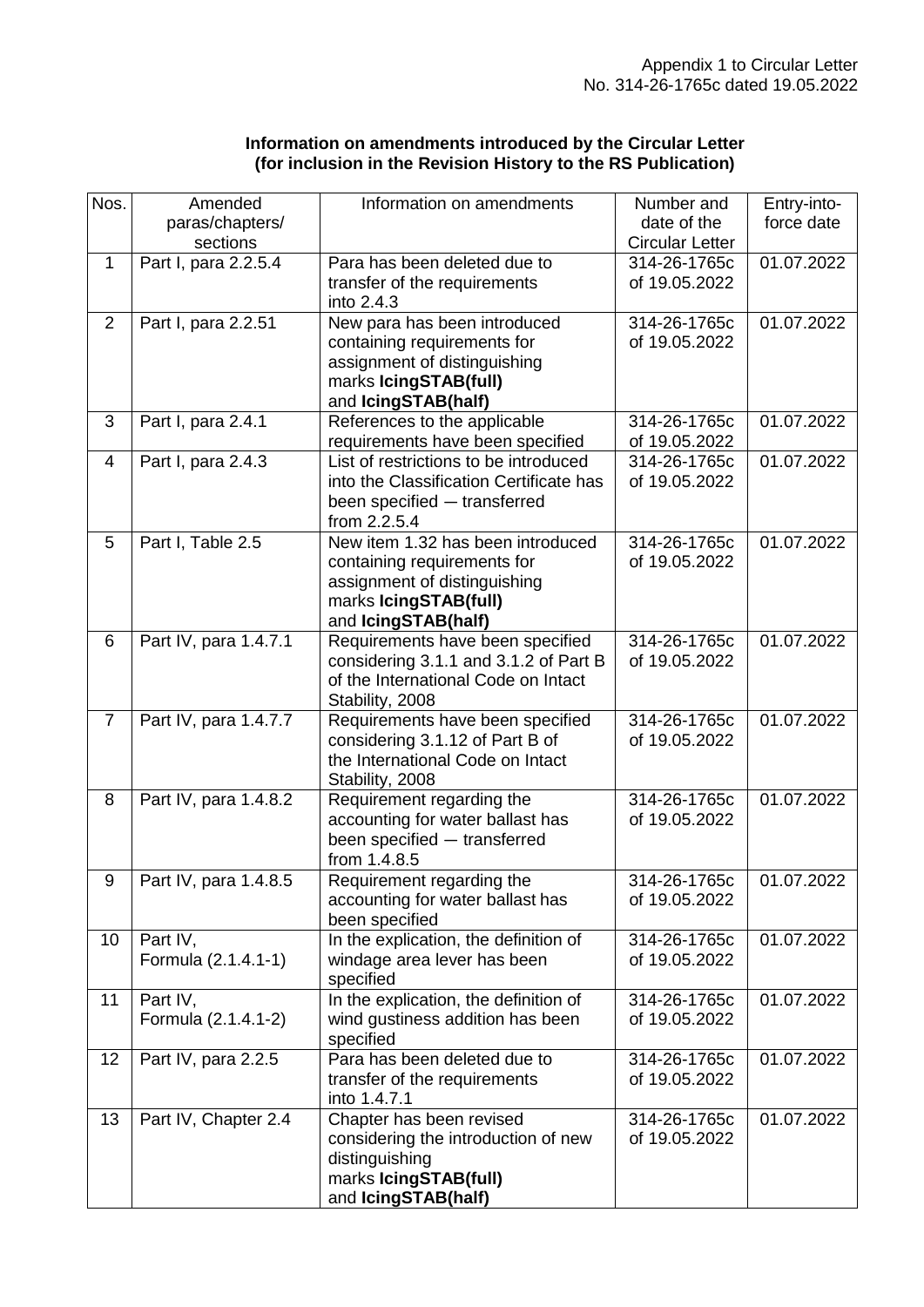Appendix 1 to Circular Letter
No. 314-26-1765c dated 19.05.2022

**Information on amendments introduced by the Circular Letter**
**(for inclusion in the Revision History to the RS Publication)**

| Nos. | Amended paras/chapters/ sections | Information on amendments | Number and date of the Circular Letter | Entry-into-force date |
|---|---|---|---|---|
| 1 | Part I, para 2.2.5.4 | Para has been deleted due to transfer of the requirements into 2.4.3 | 314-26-1765c of 19.05.2022 | 01.07.2022 |
| 2 | Part I, para 2.2.51 | New para has been introduced containing requirements for assignment of distinguishing marks **IcingSTAB(full)** and **IcingSTAB(half)** | 314-26-1765c of 19.05.2022 | 01.07.2022 |
| 3 | Part I, para 2.4.1 | References to the applicable requirements have been specified | 314-26-1765c of 19.05.2022 | 01.07.2022 |
| 4 | Part I, para 2.4.3 | List of restrictions to be introduced into the Classification Certificate has been specified — transferred from 2.2.5.4 | 314-26-1765c of 19.05.2022 | 01.07.2022 |
| 5 | Part I, Table 2.5 | New item 1.32 has been introduced containing requirements for assignment of distinguishing marks **IcingSTAB(full)** and **IcingSTAB(half)** | 314-26-1765c of 19.05.2022 | 01.07.2022 |
| 6 | Part IV, para 1.4.7.1 | Requirements have been specified considering 3.1.1 and 3.1.2 of Part B of the International Code on Intact Stability, 2008 | 314-26-1765c of 19.05.2022 | 01.07.2022 |
| 7 | Part IV, para 1.4.7.7 | Requirements have been specified considering 3.1.12 of Part B of the International Code on Intact Stability, 2008 | 314-26-1765c of 19.05.2022 | 01.07.2022 |
| 8 | Part IV, para 1.4.8.2 | Requirement regarding the accounting for water ballast has been specified — transferred from 1.4.8.5 | 314-26-1765c of 19.05.2022 | 01.07.2022 |
| 9 | Part IV, para 1.4.8.5 | Requirement regarding the accounting for water ballast has been specified | 314-26-1765c of 19.05.2022 | 01.07.2022 |
| 10 | Part IV, Formula (2.1.4.1-1) | In the explication, the definition of windage area lever has been specified | 314-26-1765c of 19.05.2022 | 01.07.2022 |
| 11 | Part IV, Formula (2.1.4.1-2) | In the explication, the definition of wind gustiness addition has been specified | 314-26-1765c of 19.05.2022 | 01.07.2022 |
| 12 | Part IV, para 2.2.5 | Para has been deleted due to transfer of the requirements into 1.4.7.1 | 314-26-1765c of 19.05.2022 | 01.07.2022 |
| 13 | Part IV, Chapter 2.4 | Chapter has been revised considering the introduction of new distinguishing marks **IcingSTAB(full)** and **IcingSTAB(half)** | 314-26-1765c of 19.05.2022 | 01.07.2022 |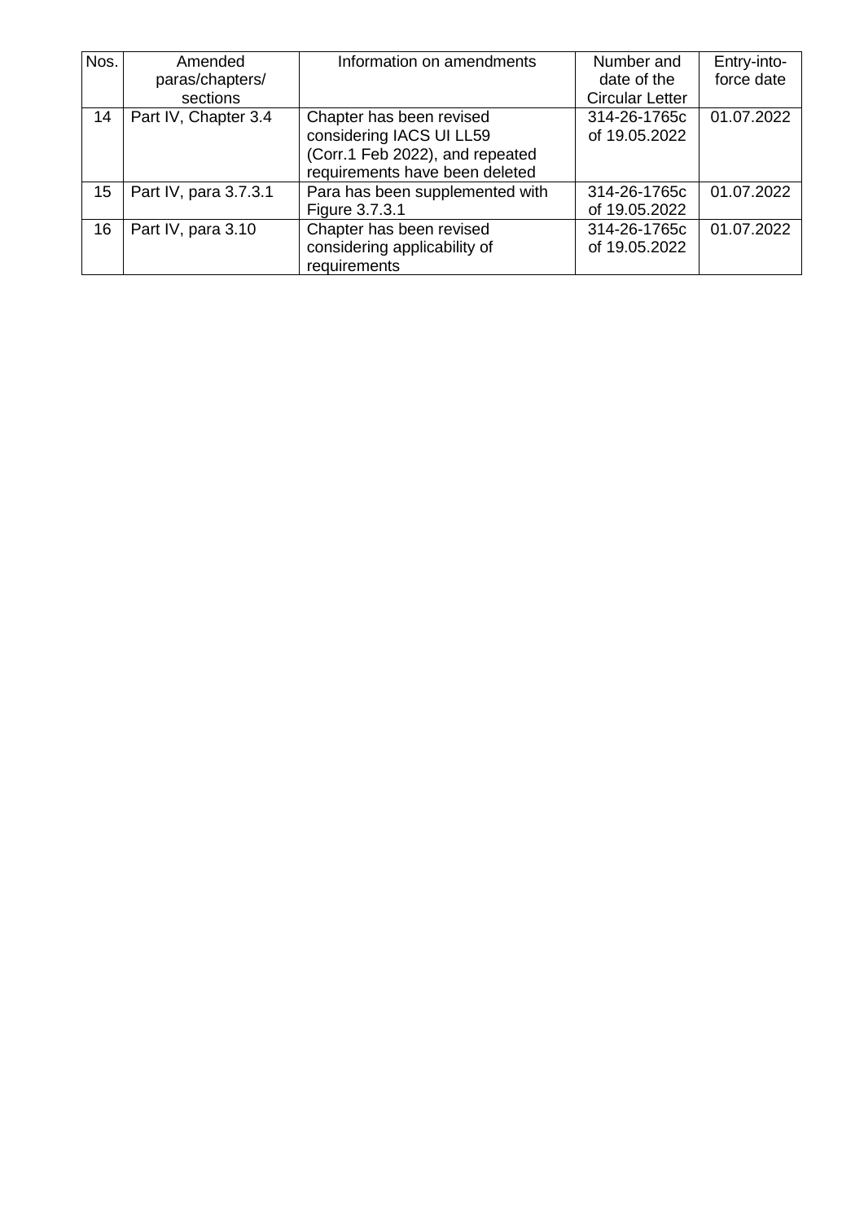| Nos. | Amended paras/chapters/ sections | Information on amendments | Number and date of the Circular Letter | Entry-into-force date |
| --- | --- | --- | --- | --- |
| 14 | Part IV, Chapter 3.4 | Chapter has been revised considering IACS UI LL59 (Corr.1 Feb 2022), and repeated requirements have been deleted | 314-26-1765c of 19.05.2022 | 01.07.2022 |
| 15 | Part IV, para 3.7.3.1 | Para has been supplemented with Figure 3.7.3.1 | 314-26-1765c of 19.05.2022 | 01.07.2022 |
| 16 | Part IV, para 3.10 | Chapter has been revised considering applicability of requirements | 314-26-1765c of 19.05.2022 | 01.07.2022 |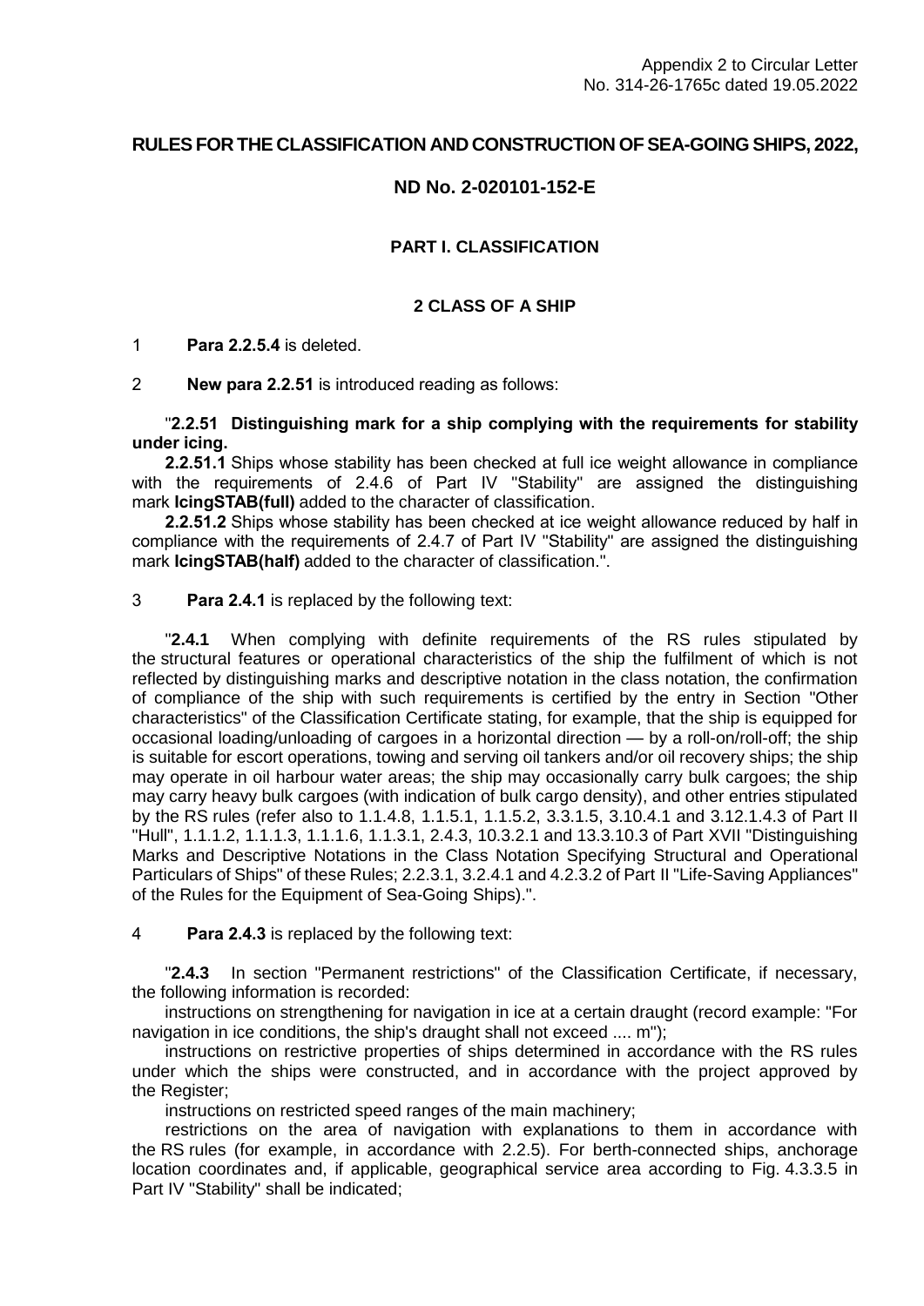Appendix 2 to Circular Letter
No. 314-26-1765c dated 19.05.2022

## RULES FOR THE CLASSIFICATION AND CONSTRUCTION OF SEA-GOING SHIPS, 2022,

## ND No. 2-020101-152-E

### PART I. CLASSIFICATION

### 2 CLASS OF A SHIP

1 **Para 2.2.5.4** is deleted.

2 **New para 2.2.51** is introduced reading as follows:

"**2.2.51 Distinguishing mark for a ship complying with the requirements for stability under icing.**

**2.2.51.1** Ships whose stability has been checked at full ice weight allowance in compliance with the requirements of 2.4.6 of Part IV "Stability" are assigned the distinguishing mark **IcingSTAB(full)** added to the character of classification.

**2.2.51.2** Ships whose stability has been checked at ice weight allowance reduced by half in compliance with the requirements of 2.4.7 of Part IV "Stability" are assigned the distinguishing mark **IcingSTAB(half)** added to the character of classification.".

3 **Para 2.4.1** is replaced by the following text:

"**2.4.1** When complying with definite requirements of the RS rules stipulated by the structural features or operational characteristics of the ship the fulfilment of which is not reflected by distinguishing marks and descriptive notation in the class notation, the confirmation of compliance of the ship with such requirements is certified by the entry in Section "Other characteristics" of the Classification Certificate stating, for example, that the ship is equipped for occasional loading/unloading of cargoes in a horizontal direction — by a roll-on/roll-off; the ship is suitable for escort operations, towing and serving oil tankers and/or oil recovery ships; the ship may operate in oil harbour water areas; the ship may occasionally carry bulk cargoes; the ship may carry heavy bulk cargoes (with indication of bulk cargo density), and other entries stipulated by the RS rules (refer also to 1.1.4.8, 1.1.5.1, 1.1.5.2, 3.3.1.5, 3.10.4.1 and 3.12.1.4.3 of Part II "Hull", 1.1.1.2, 1.1.1.3, 1.1.1.6, 1.1.3.1, 2.4.3, 10.3.2.1 and 13.3.10.3 of Part XVII "Distinguishing Marks and Descriptive Notations in the Class Notation Specifying Structural and Operational Particulars of Ships" of these Rules; 2.2.3.1, 3.2.4.1 and 4.2.3.2 of Part II "Life-Saving Appliances" of the Rules for the Equipment of Sea-Going Ships).".

4 **Para 2.4.3** is replaced by the following text:

"**2.4.3** In section "Permanent restrictions" of the Classification Certificate, if necessary, the following information is recorded:

instructions on strengthening for navigation in ice at a certain draught (record example: "For navigation in ice conditions, the ship's draught shall not exceed .... m");

instructions on restrictive properties of ships determined in accordance with the RS rules under which the ships were constructed, and in accordance with the project approved by the Register;

instructions on restricted speed ranges of the main machinery;

restrictions on the area of navigation with explanations to them in accordance with the RS rules (for example, in accordance with 2.2.5). For berth-connected ships, anchorage location coordinates and, if applicable, geographical service area according to Fig. 4.3.3.5 in Part IV "Stability" shall be indicated;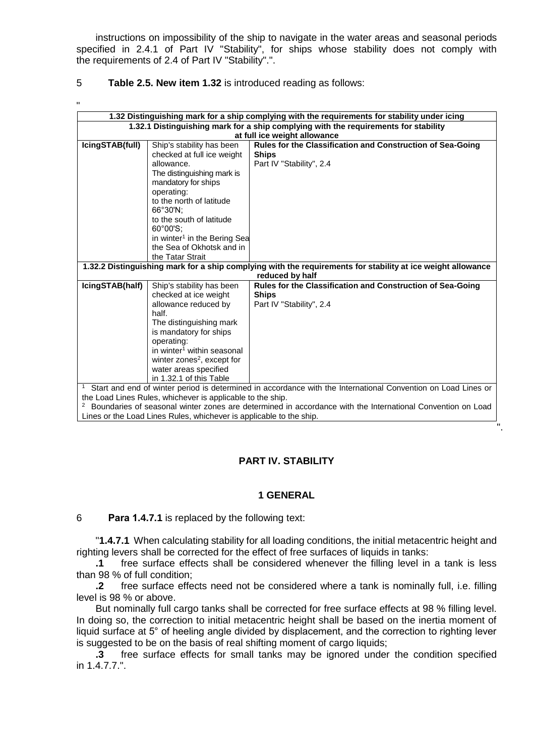instructions on impossibility of the ship to navigate in the water areas and seasonal periods specified in 2.4.1 of Part IV "Stability", for ships whose stability does not comply with the requirements of 2.4 of Part IV "Stability".".

5 **Table 2.5. New item 1.32** is introduced reading as follows:

"

| **1.32 Distinguishing mark for a ship complying with the requirements for stability under icing** | | |
|---|---|---|
| **1.32.1 Distinguishing mark for a ship complying with the requirements for stability at full ice weight allowance** | | |
| **IcingSTAB(full)** | Ship's stability has been checked at full ice weight allowance. The distinguishing mark is mandatory for ships operating: to the north of latitude 66°30'N; to the south of latitude 60°00'S; in winter[1] in the Bering Sea the Sea of Okhotsk and in the Tatar Strait | **Rules for the Classification and Construction of Sea-Going Ships** Part IV "Stability", 2.4 |
| **1.32.2 Distinguishing mark for a ship complying with the requirements for stability at ice weight allowance reduced by half** | | |
| **IcingSTAB(half)** | Ship's stability has been checked at ice weight allowance reduced by half. The distinguishing mark is mandatory for ships operating: in winter[1] within seasonal winter zones[2], except for water areas specified in 1.32.1 of this Table | **Rules for the Classification and Construction of Sea-Going Ships** Part IV "Stability", 2.4 |
| [1] Start and end of winter period is determined in accordance with the International Convention on Load Lines or the Load Lines Rules, whichever is applicable to the ship. [2] Boundaries of seasonal winter zones are determined in accordance with the International Convention on Load Lines or the Load Lines Rules, whichever is applicable to the ship. | | |

".

## PART IV. STABILITY

### 1 GENERAL

6 **Para 1.4.7.1** is replaced by the following text:

"**1.4.7.1** When calculating stability for all loading conditions, the initial metacentric height and righting levers shall be corrected for the effect of free surfaces of liquids in tanks:

**.1** free surface effects shall be considered whenever the filling level in a tank is less than 98 % of full condition;

**.2** free surface effects need not be considered where a tank is nominally full, i.e. filling level is 98 % or above.

But nominally full cargo tanks shall be corrected for free surface effects at 98 % filling level. In doing so, the correction to initial metacentric height shall be based on the inertia moment of liquid surface at 5° of heeling angle divided by displacement, and the correction to righting lever is suggested to be on the basis of real shifting moment of cargo liquids;

**.3** free surface effects for small tanks may be ignored under the condition specified in 1.4.7.7.".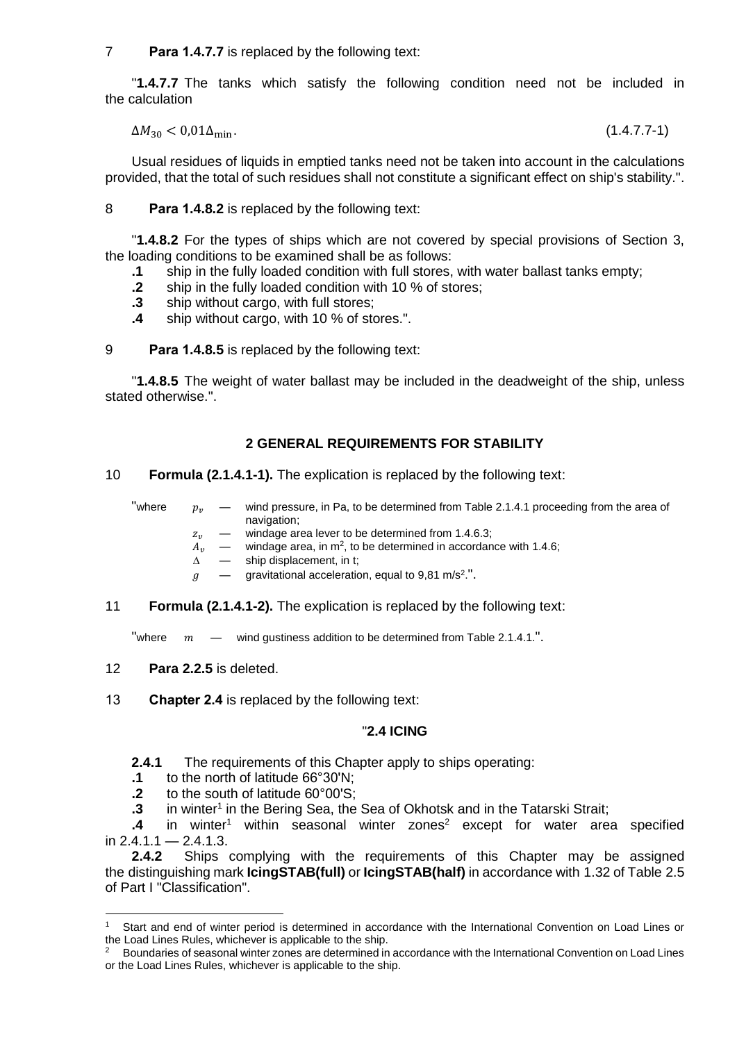7 **Para 1.4.7.7** is replaced by the following text:

"**1.4.7.7** The tanks which satisfy the following condition need not be included in the calculation

$$\Delta M_{30} < 0{,}01\Delta_{\min}. \quad (1.4.7.7\text{-}1)$$

Usual residues of liquids in emptied tanks need not be taken into account in the calculations provided, that the total of such residues shall not constitute a significant effect on ship's stability.".

8 **Para 1.4.8.2** is replaced by the following text:

"**1.4.8.2** For the types of ships which are not covered by special provisions of Section 3, the loading conditions to be examined shall be as follows:

**.1** ship in the fully loaded condition with full stores, with water ballast tanks empty;
**.2** ship in the fully loaded condition with 10 % of stores;
**.3** ship without cargo, with full stores;
**.4** ship without cargo, with 10 % of stores.".

9 **Para 1.4.8.5** is replaced by the following text:

"**1.4.8.5** The weight of water ballast may be included in the deadweight of the ship, unless stated otherwise.".

## 2 GENERAL REQUIREMENTS FOR STABILITY

10 **Formula (2.1.4.1-1).** The explication is replaced by the following text:

"where $p_v$ — wind pressure, in Pa, to be determined from Table 2.1.4.1 proceeding from the area of navigation;
$z_v$ — windage area lever to be determined from 1.4.6.3;
$A_v$ — windage area, in m$^2$, to be determined in accordance with 1.4.6;
$\Delta$ — ship displacement, in t;
$g$ — gravitational acceleration, equal to 9,81 m/s$^2$.".

11 **Formula (2.1.4.1-2).** The explication is replaced by the following text:

"where $m$ — wind gustiness addition to be determined from Table 2.1.4.1.".

12 **Para 2.2.5** is deleted.

13 **Chapter 2.4** is replaced by the following text:

### "2.4 ICING

**2.4.1** The requirements of this Chapter apply to ships operating:

**.1** to the north of latitude 66°30'N;
**.2** to the south of latitude 60°00'S;
**.3** in winter[1] in the Bering Sea, the Sea of Okhotsk and in the Tatarski Strait;
**.4** in winter[1] within seasonal winter zones[2] except for water area specified in 2.4.1.1 — 2.4.1.3.

**2.4.2** Ships complying with the requirements of this Chapter may be assigned the distinguishing mark **IcingSTAB(full)** or **IcingSTAB(half)** in accordance with 1.32 of Table 2.5 of Part I "Classification".

---

[1] Start and end of winter period is determined in accordance with the International Convention on Load Lines or the Load Lines Rules, whichever is applicable to the ship.

[2] Boundaries of seasonal winter zones are determined in accordance with the International Convention on Load Lines or the Load Lines Rules, whichever is applicable to the ship.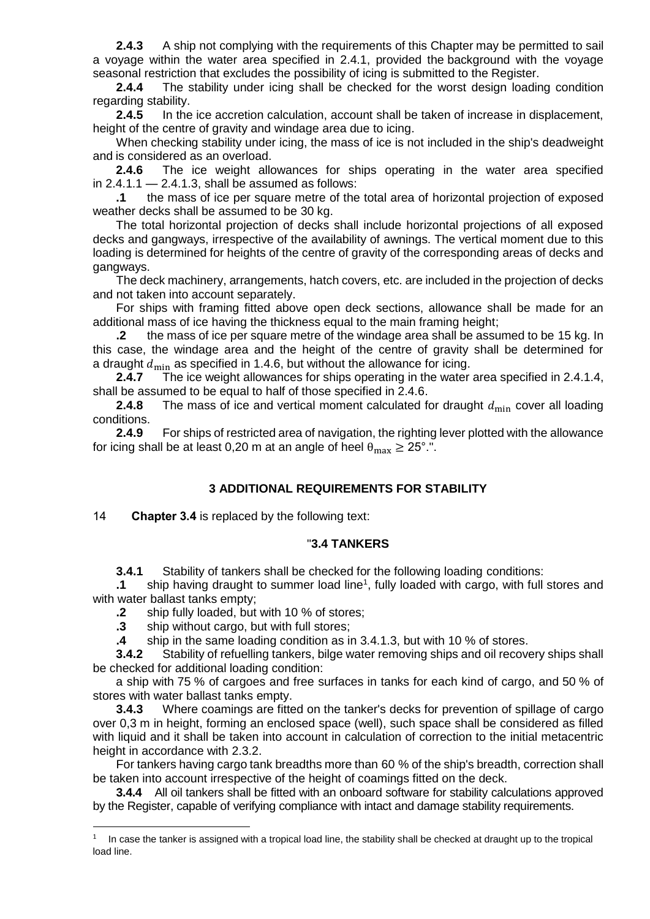**2.4.3** A ship not complying with the requirements of this Chapter may be permitted to sail a voyage within the water area specified in 2.4.1, provided the background with the voyage seasonal restriction that excludes the possibility of icing is submitted to the Register.

**2.4.4** The stability under icing shall be checked for the worst design loading condition regarding stability.

**2.4.5** In the ice accretion calculation, account shall be taken of increase in displacement, height of the centre of gravity and windage area due to icing.

When checking stability under icing, the mass of ice is not included in the ship's deadweight and is considered as an overload.

**2.4.6** The ice weight allowances for ships operating in the water area specified in 2.4.1.1 — 2.4.1.3, shall be assumed as follows:

**.1** the mass of ice per square metre of the total area of horizontal projection of exposed weather decks shall be assumed to be 30 kg.

The total horizontal projection of decks shall include horizontal projections of all exposed decks and gangways, irrespective of the availability of awnings. The vertical moment due to this loading is determined for heights of the centre of gravity of the corresponding areas of decks and gangways.

The deck machinery, arrangements, hatch covers, etc. are included in the projection of decks and not taken into account separately.

For ships with framing fitted above open deck sections, allowance shall be made for an additional mass of ice having the thickness equal to the main framing height;

**.2** the mass of ice per square metre of the windage area shall be assumed to be 15 kg. In this case, the windage area and the height of the centre of gravity shall be determined for a draught $d_{\min}$ as specified in 1.4.6, but without the allowance for icing.

**2.4.7** The ice weight allowances for ships operating in the water area specified in 2.4.1.4, shall be assumed to be equal to half of those specified in 2.4.6.

**2.4.8** The mass of ice and vertical moment calculated for draught $d_{\min}$ cover all loading conditions.

**2.4.9** For ships of restricted area of navigation, the righting lever plotted with the allowance for icing shall be at least 0,20 m at an angle of heel $\theta_{\max} \geq 25°$.".

## 3 ADDITIONAL REQUIREMENTS FOR STABILITY

14 **Chapter 3.4** is replaced by the following text:

"**3.4 TANKERS**

**3.4.1** Stability of tankers shall be checked for the following loading conditions:

**.1** ship having draught to summer load line[1], fully loaded with cargo, with full stores and with water ballast tanks empty;

**.2** ship fully loaded, but with 10 % of stores;

**.3** ship without cargo, but with full stores;

**.4** ship in the same loading condition as in 3.4.1.3, but with 10 % of stores.

**3.4.2** Stability of refuelling tankers, bilge water removing ships and oil recovery ships shall be checked for additional loading condition:

a ship with 75 % of cargoes and free surfaces in tanks for each kind of cargo, and 50 % of stores with water ballast tanks empty.

**3.4.3** Where coamings are fitted on the tanker's decks for prevention of spillage of cargo over 0,3 m in height, forming an enclosed space (well), such space shall be considered as filled with liquid and it shall be taken into account in calculation of correction to the initial metacentric height in accordance with 2.3.2.

For tankers having cargo tank breadths more than 60 % of the ship's breadth, correction shall be taken into account irrespective of the height of coamings fitted on the deck.

**3.4.4** All oil tankers shall be fitted with an onboard software for stability calculations approved by the Register, capable of verifying compliance with intact and damage stability requirements.

[1] In case the tanker is assigned with a tropical load line, the stability shall be checked at draught up to the tropical load line.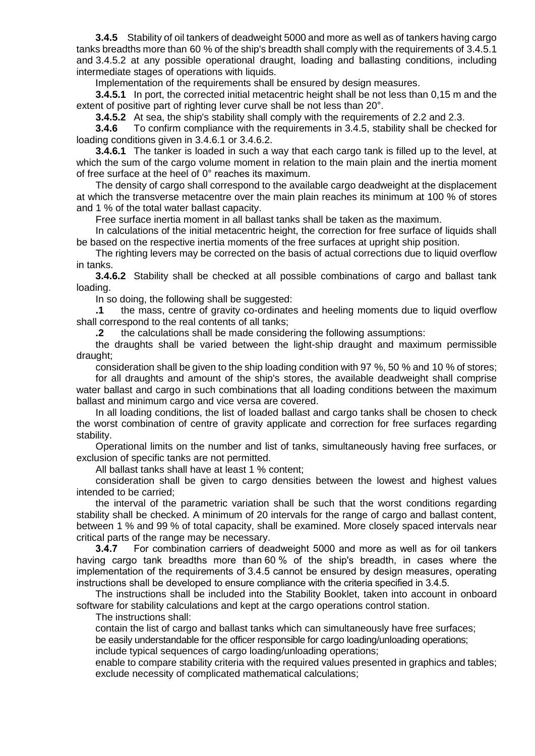**3.4.5** Stability of oil tankers of deadweight 5000 and more as well as of tankers having cargo tanks breadths more than 60 % of the ship's breadth shall comply with the requirements of 3.4.5.1 and 3.4.5.2 at any possible operational draught, loading and ballasting conditions, including intermediate stages of operations with liquids.

Implementation of the requirements shall be ensured by design measures.

**3.4.5.1** In port, the corrected initial metacentric height shall be not less than 0,15 m and the extent of positive part of righting lever curve shall be not less than 20°.

**3.4.5.2** At sea, the ship's stability shall comply with the requirements of 2.2 and 2.3.

**3.4.6** To confirm compliance with the requirements in 3.4.5, stability shall be checked for loading conditions given in 3.4.6.1 or 3.4.6.2.

**3.4.6.1** The tanker is loaded in such a way that each cargo tank is filled up to the level, at which the sum of the cargo volume moment in relation to the main plain and the inertia moment of free surface at the heel of 0° reaches its maximum.

The density of cargo shall correspond to the available cargo deadweight at the displacement at which the transverse metacentre over the main plain reaches its minimum at 100 % of stores and 1 % of the total water ballast capacity.

Free surface inertia moment in all ballast tanks shall be taken as the maximum.

In calculations of the initial metacentric height, the correction for free surface of liquids shall be based on the respective inertia moments of the free surfaces at upright ship position.

The righting levers may be corrected on the basis of actual corrections due to liquid overflow in tanks.

**3.4.6.2** Stability shall be checked at all possible combinations of cargo and ballast tank loading.

In so doing, the following shall be suggested:

**.1** the mass, centre of gravity co-ordinates and heeling moments due to liquid overflow shall correspond to the real contents of all tanks;

**.2** the calculations shall be made considering the following assumptions:

the draughts shall be varied between the light-ship draught and maximum permissible draught;

consideration shall be given to the ship loading condition with 97 %, 50 % and 10 % of stores;

for all draughts and amount of the ship's stores, the available deadweight shall comprise water ballast and cargo in such combinations that all loading conditions between the maximum ballast and minimum cargo and vice versa are covered.

In all loading conditions, the list of loaded ballast and cargo tanks shall be chosen to check the worst combination of centre of gravity applicate and correction for free surfaces regarding stability.

Operational limits on the number and list of tanks, simultaneously having free surfaces, or exclusion of specific tanks are not permitted.

All ballast tanks shall have at least 1 % content;

consideration shall be given to cargo densities between the lowest and highest values intended to be carried;

the interval of the parametric variation shall be such that the worst conditions regarding stability shall be checked. A minimum of 20 intervals for the range of cargo and ballast content, between 1 % and 99 % of total capacity, shall be examined. More closely spaced intervals near critical parts of the range may be necessary.

**3.4.7** For combination carriers of deadweight 5000 and more as well as for oil tankers having cargo tank breadths more than 60 % of the ship's breadth, in cases where the implementation of the requirements of 3.4.5 cannot be ensured by design measures, operating instructions shall be developed to ensure compliance with the criteria specified in 3.4.5.

The instructions shall be included into the Stability Booklet, taken into account in onboard software for stability calculations and kept at the cargo operations control station.

The instructions shall:

contain the list of cargo and ballast tanks which can simultaneously have free surfaces;

be easily understandable for the officer responsible for cargo loading/unloading operations;

include typical sequences of cargo loading/unloading operations;

enable to compare stability criteria with the required values presented in graphics and tables;

exclude necessity of complicated mathematical calculations;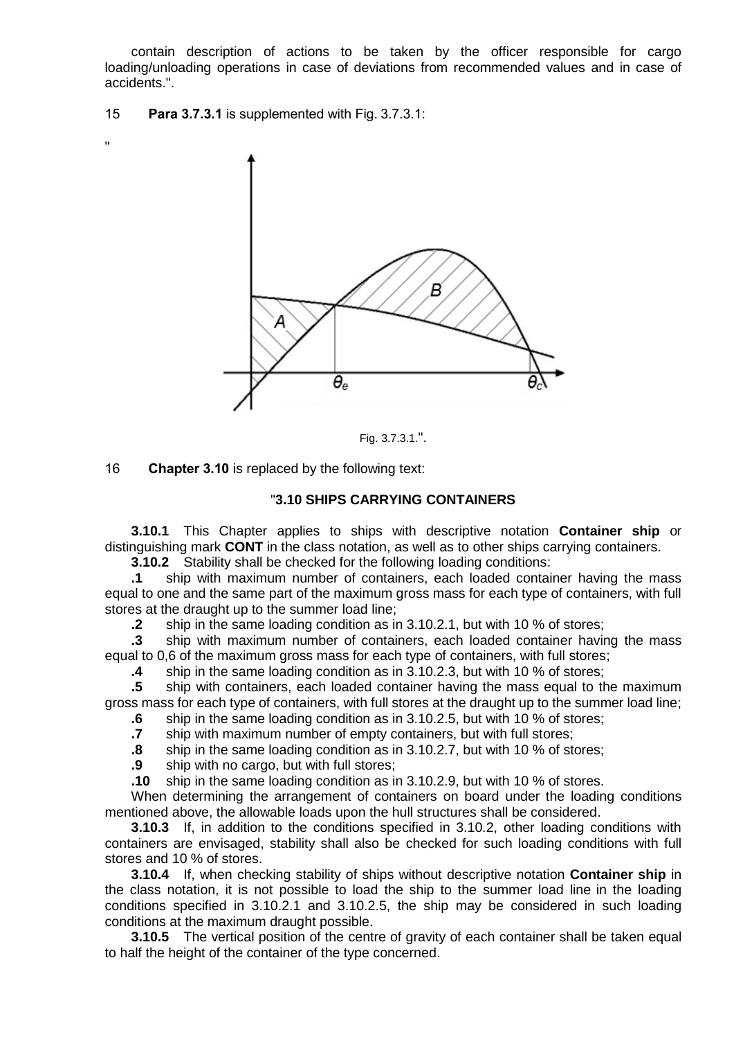contain description of actions to be taken by the officer responsible for cargo loading/unloading operations in case of deviations from recommended values and in case of accidents.".

15 **Para 3.7.3.1** is supplemented with Fig. 3.7.3.1:

"

Fig. 3.7.3.1.".

16 **Chapter 3.10** is replaced by the following text:

"**3.10 SHIPS CARRYING CONTAINERS**

**3.10.1** This Chapter applies to ships with descriptive notation **Container ship** or distinguishing mark **CONT** in the class notation, as well as to other ships carrying containers.

**3.10.2** Stability shall be checked for the following loading conditions:

**.1** ship with maximum number of containers, each loaded container having the mass equal to one and the same part of the maximum gross mass for each type of containers, with full stores at the draught up to the summer load line;

**.2** ship in the same loading condition as in 3.10.2.1, but with 10 % of stores;

**.3** ship with maximum number of containers, each loaded container having the mass equal to 0,6 of the maximum gross mass for each type of containers, with full stores;

**.4** ship in the same loading condition as in 3.10.2.3, but with 10 % of stores;

**.5** ship with containers, each loaded container having the mass equal to the maximum gross mass for each type of containers, with full stores at the draught up to the summer load line;

**.6** ship in the same loading condition as in 3.10.2.5, but with 10 % of stores;

**.7** ship with maximum number of empty containers, but with full stores;

**.8** ship in the same loading condition as in 3.10.2.7, but with 10 % of stores;

**.9** ship with no cargo, but with full stores;

**.10** ship in the same loading condition as in 3.10.2.9, but with 10 % of stores.

When determining the arrangement of containers on board under the loading conditions mentioned above, the allowable loads upon the hull structures shall be considered.

**3.10.3** If, in addition to the conditions specified in 3.10.2, other loading conditions with containers are envisaged, stability shall also be checked for such loading conditions with full stores and 10 % of stores.

**3.10.4** If, when checking stability of ships without descriptive notation **Container ship** in the class notation, it is not possible to load the ship to the summer load line in the loading conditions specified in 3.10.2.1 and 3.10.2.5, the ship may be considered in such loading conditions at the maximum draught possible.

**3.10.5** The vertical position of the centre of gravity of each container shall be taken equal to half the height of the container of the type concerned.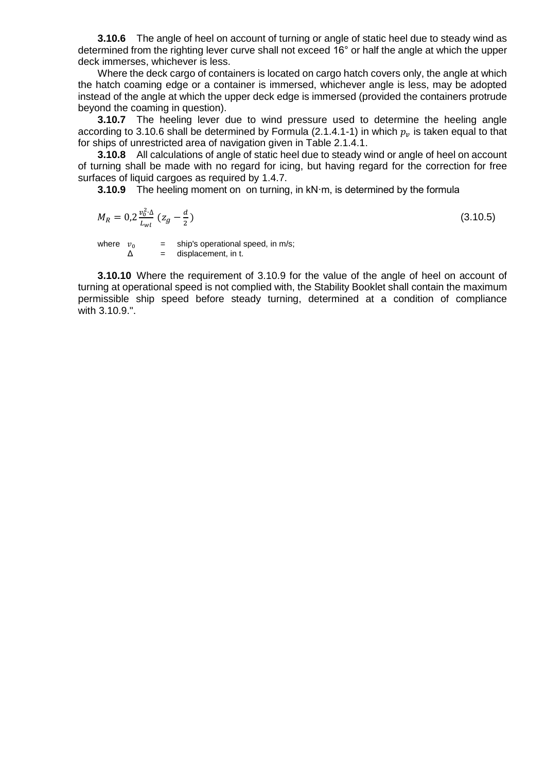**3.10.6** The angle of heel on account of turning or angle of static heel due to steady wind as determined from the righting lever curve shall not exceed 16° or half the angle at which the upper deck immerses, whichever is less.

Where the deck cargo of containers is located on cargo hatch covers only, the angle at which the hatch coaming edge or a container is immersed, whichever angle is less, may be adopted instead of the angle at which the upper deck edge is immersed (provided the containers protrude beyond the coaming in question).

**3.10.7** The heeling lever due to wind pressure used to determine the heeling angle according to 3.10.6 shall be determined by Formula (2.1.4.1-1) in which $p_v$ is taken equal to that for ships of unrestricted area of navigation given in Table 2.1.4.1.

**3.10.8** All calculations of angle of static heel due to steady wind or angle of heel on account of turning shall be made with no regard for icing, but having regard for the correction for free surfaces of liquid cargoes as required by 1.4.7.

**3.10.9** The heeling moment on on turning, in kN·m, is determined by the formula

$$M_R = 0{,}2\frac{v_0^2 \cdot \Delta}{L_{wl}}\left(z_g - \frac{d}{2}\right) \qquad (3.10.5)$$

where $v_0$ = ship's operational speed, in m/s;
$\Delta$ = displacement, in t.

**3.10.10** Where the requirement of 3.10.9 for the value of the angle of heel on account of turning at operational speed is not complied with, the Stability Booklet shall contain the maximum permissible ship speed before steady turning, determined at a condition of compliance with 3.10.9.".